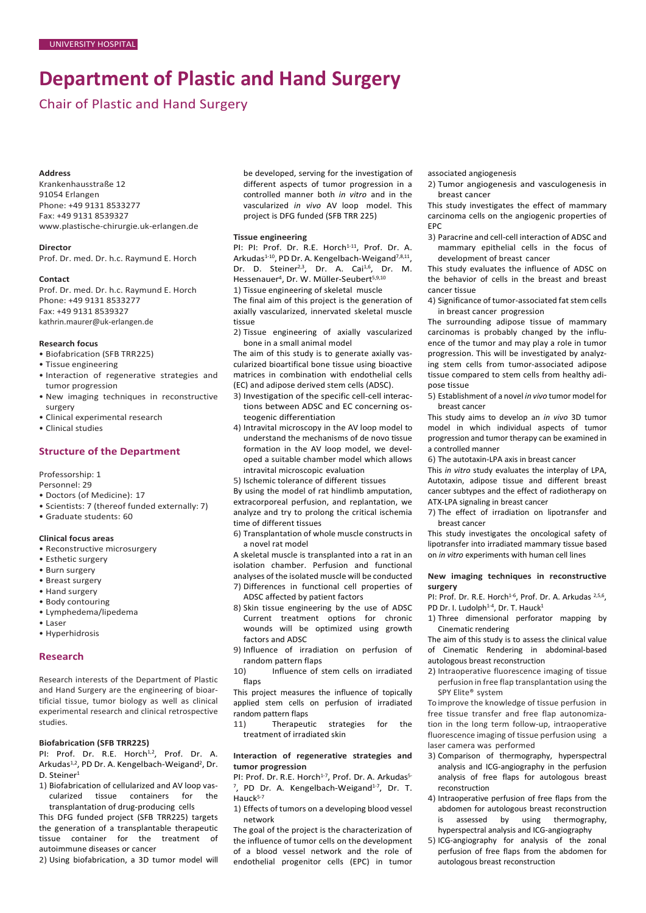UNIVERSITY HOSPITAL

# Department of Plastic and Hand Surgery

## Chair of Plastic and Hand Surgery

**Address**
Krankenhausstraße 12
91054 Erlangen
Phone: +49 9131 8533277
Fax: +49 9131 8539327
www.plastische-chirurgie.uk-erlangen.de

**Director**
Prof. Dr. med. Dr. h.c. Raymund E. Horch

**Contact**
Prof. Dr. med. Dr. h.c. Raymund E. Horch
Phone: +49 9131 8533277
Fax: +49 9131 8539327
kathrin.maurer@uk-erlangen.de

**Research focus**

- Biofabrication (SFB TRR225)
- Tissue engineering
- Interaction of regenerative strategies and tumor progression
- New imaging techniques in reconstructive surgery
- Clinical experimental research
- Clinical studies

### Structure of the Department

Professorship: 1
Personnel: 29

- Doctors (of Medicine): 17
- Scientists: 7 (thereof funded externally: 7)
- Graduate students: 60

**Clinical focus areas**

- Reconstructive microsurgery
- Esthetic surgery
- Burn surgery
- Breast surgery
- Hand surgery
- Body contouring
- Lymphedema/lipedema
- Laser
- Hyperhidrosis

### Research

Research interests of the Department of Plastic and Hand Surgery are the engineering of bioartificial tissue, tumor biology as well as clinical experimental research and clinical retrospective studies.

**Biofabrication (SFB TRR225)**

PI: Prof. Dr. R.E. Horch[1,2], Prof. Dr. A. Arkudas[1,2], PD Dr. A. Kengelbach-Weigand[2], Dr. D. Steiner[1]

1) Biofabrication of cellularized and AV loop vascularized tissue containers for the transplantation of drug-producing cells

This DFG funded project (SFB TRR225) targets the generation of a transplantable therapeutic tissue container for the treatment of autoimmune diseases or cancer

2) Using biofabrication, a 3D tumor model will be developed, serving for the investigation of different aspects of tumor progression in a controlled manner both *in vitro* and in the vascularized *in vivo* AV loop model. This project is DFG funded (SFB TRR 225)

**Tissue engineering**

PI: PI: Prof. Dr. R.E. Horch[1-11], Prof. Dr. A. Arkudas[1-10], PD Dr. A. Kengelbach-Weigand[7,8,11], Dr. D. Steiner[2,3], Dr. A. Cai[1,6], Dr. M. Hessenauer[4], Dr. W. Müller-Seubert[5,9,10]

1) Tissue engineering of skeletal muscle

The final aim of this project is the generation of axially vascularized, innervated skeletal muscle tissue

2) Tissue engineering of axially vascularized bone in a small animal model

The aim of this study is to generate axially vascularized bioartifical bone tissue using bioactive matrices in combination with endothelial cells (EC) and adipose derived stem cells (ADSC).

3) Investigation of the specific cell-cell interactions between ADSC and EC concerning osteogenic differentiation

4) Intravital microscopy in the AV loop model to understand the mechanisms of de novo tissue formation in the AV loop model, we developed a suitable chamber model which allows intravital microscopic evaluation

5) Ischemic tolerance of different tissues

By using the model of rat hindlimb amputation, extracorporeal perfusion, and replantation, we analyze and try to prolong the critical ischemia time of different tissues

6) Transplantation of whole muscle constructs in a novel rat model

A skeletal muscle is transplanted into a rat in an isolation chamber. Perfusion and functional analyses of the isolated muscle will be conducted

7) Differences in functional cell properties of ADSC affected by patient factors

8) Skin tissue engineering by the use of ADSC Current treatment options for chronic wounds will be optimized using growth factors and ADSC

9) Influence of irradiation on perfusion of random pattern flaps

10) Influence of stem cells on irradiated flaps

This project measures the influence of topically applied stem cells on perfusion of irradiated random pattern flaps

11) Therapeutic strategies for the treatment of irradiated skin

**Interaction of regenerative strategies and tumor progression**

PI: Prof. Dr. R.E. Horch[1-7], Prof. Dr. A. Arkudas[5-7], PD Dr. A. Kengelbach-Weigand[1-7], Dr. T. Hauck[5-7]

1) Effects of tumors on a developing blood vessel network

The goal of the project is the characterization of the influence of tumor cells on the development of a blood vessel network and the role of endothelial progenitor cells (EPC) in tumor associated angiogenesis

2) Tumor angiogenesis and vasculogenesis in breast cancer

This study investigates the effect of mammary carcinoma cells on the angiogenic properties of EPC

3) Paracrine and cell-cell interaction of ADSC and mammary epithelial cells in the focus of development of breast cancer

This study evaluates the influence of ADSC on the behavior of cells in the breast and breast cancer tissue

4) Significance of tumor-associated fat stem cells in breast cancer progression

The surrounding adipose tissue of mammary carcinomas is probably changed by the influence of the tumor and may play a role in tumor progression. This will be investigated by analyzing stem cells from tumor-associated adipose tissue compared to stem cells from healthy adipose tissue

5) Establishment of a novel *in vivo* tumor model for breast cancer

This study aims to develop an *in vivo* 3D tumor model in which individual aspects of tumor progression and tumor therapy can be examined in a controlled manner

6) The autotaxin-LPA axis in breast cancer

This *in vitro* study evaluates the interplay of LPA, Autotaxin, adipose tissue and different breast cancer subtypes and the effect of radiotherapy on ATX-LPA signaling in breast cancer

7) The effect of irradiation on lipotransfer and breast cancer

This study investigates the oncological safety of lipotransfer into irradiated mammary tissue based on *in vitro* experiments with human cell lines

**New imaging techniques in reconstructive surgery**

PI: Prof. Dr. R.E. Horch[1-6], Prof. Dr. A. Arkudas[2,5,6], PD Dr. I. Ludolph[1-4], Dr. T. Hauck[1]

1) Three dimensional perforator mapping by Cinematic rendering

The aim of this study is to assess the clinical value of Cinematic Rendering in abdominal-based autologous breast reconstruction

2) Intraoperative fluorescence imaging of tissue perfusion in free flap transplantation using the SPY Elite® system

To improve the knowledge of tissue perfusion in free tissue transfer and free flap autonomization in the long term follow-up, intraoperative fluorescence imaging of tissue perfusion using a laser camera was performed

3) Comparison of thermography, hyperspectral analysis and ICG-angiography in the perfusion analysis of free flaps for autologous breast reconstruction

4) Intraoperative perfusion of free flaps from the abdomen for autologous breast reconstruction is assessed by using thermography, hyperspectral analysis and ICG-angiography

5) ICG-angiography for analysis of the zonal perfusion of free flaps from the abdomen for autologous breast reconstruction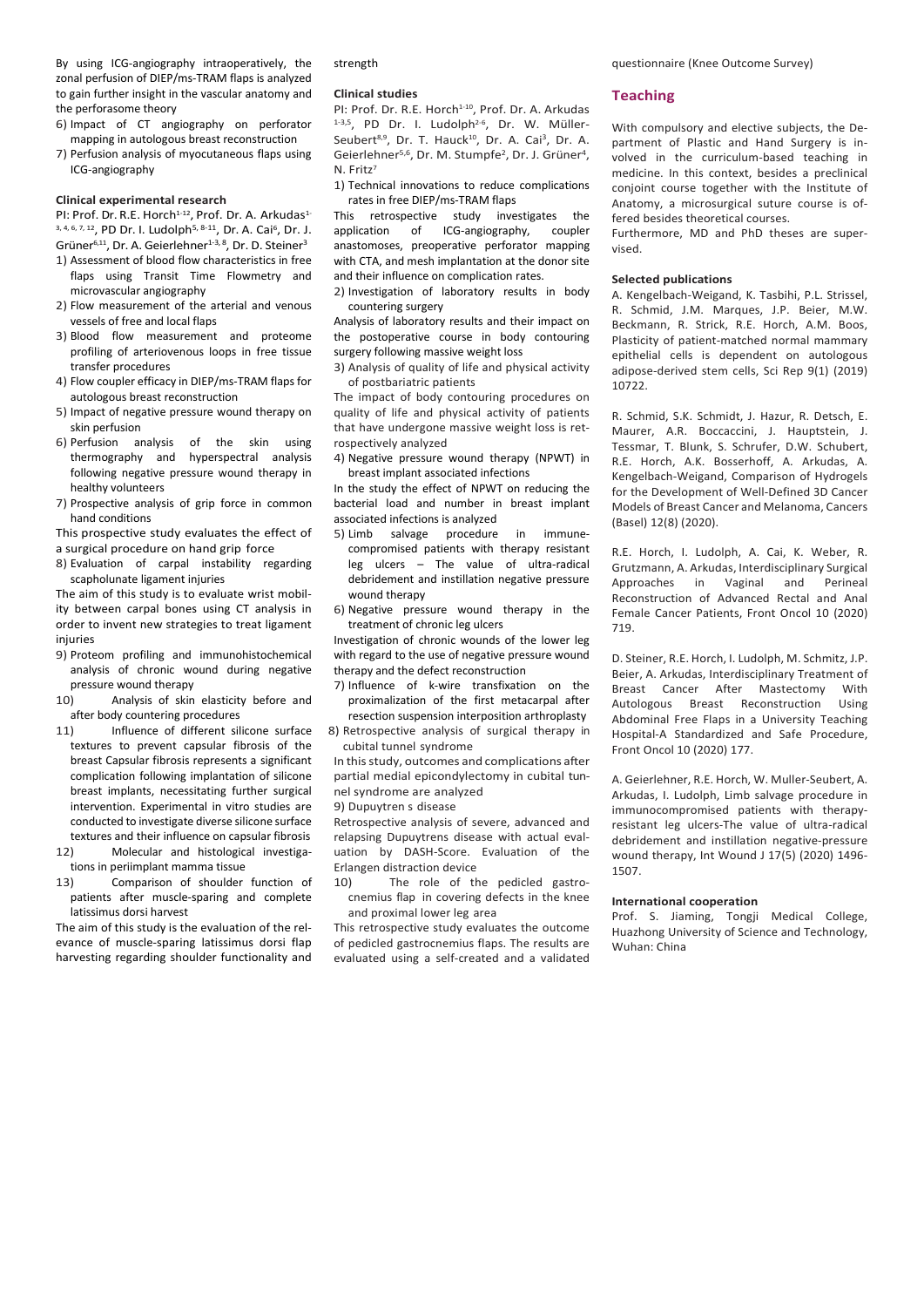By using ICG-angiography intraoperatively, the zonal perfusion of DIEP/ms-TRAM flaps is analyzed to gain further insight in the vascular anatomy and the perforasome theory

6) Impact of CT angiography on perforator mapping in autologous breast reconstruction
7) Perfusion analysis of myocutaneous flaps using ICG-angiography

### Clinical experimental research

PI: Prof. Dr. R.E. Horch[1-12], Prof. Dr. A. Arkudas[1-3, 4, 6, 7, 12], PD Dr. I. Ludolph[5, 8-11], Dr. A. Cai[6], Dr. J. Grüner[6,11], Dr. A. Geierlehner[1-3, 8], Dr. D. Steiner[3]

1) Assessment of blood flow characteristics in free flaps using Transit Time Flowmetry and microvascular angiography
2) Flow measurement of the arterial and venous vessels of free and local flaps
3) Blood flow measurement and proteome profiling of arteriovenous loops in free tissue transfer procedures
4) Flow coupler efficacy in DIEP/ms-TRAM flaps for autologous breast reconstruction
5) Impact of negative pressure wound therapy on skin perfusion
6) Perfusion analysis of the skin using thermography and hyperspectral analysis following negative pressure wound therapy in healthy volunteers
7) Prospective analysis of grip force in common hand conditions

This prospective study evaluates the effect of a surgical procedure on hand grip force

8) Evaluation of carpal instability regarding scapholunate ligament injuries

The aim of this study is to evaluate wrist mobility between carpal bones using CT analysis in order to invent new strategies to treat ligament injuries

9) Proteom profiling and immunohistochemical analysis of chronic wound during negative pressure wound therapy
10) Analysis of skin elasticity before and after body countering procedures
11) Influence of different silicone surface textures to prevent capsular fibrosis of the breast Capsular fibrosis represents a significant complication following implantation of silicone breast implants, necessitating further surgical intervention. Experimental in vitro studies are conducted to investigate diverse silicone surface textures and their influence on capsular fibrosis
12) Molecular and histological investigations in periimplant mamma tissue
13) Comparison of shoulder function of patients after muscle-sparing and complete latissimus dorsi harvest

The aim of this study is the evaluation of the relevance of muscle-sparing latissimus dorsi flap harvesting regarding shoulder functionality and strength

### Clinical studies

PI: Prof. Dr. R.E. Horch[1-10], Prof. Dr. A. Arkudas[1-3,5], PD Dr. I. Ludolph[2-6], Dr. W. Müller-Seubert[8,9], Dr. T. Hauck[10], Dr. A. Cai[3], Dr. A. Geierlehner[5,6], Dr. M. Stumpfe[2], Dr. J. Grüner[4], N. Fritz[7]

1) Technical innovations to reduce complications rates in free DIEP/ms-TRAM flaps

This retrospective study investigates the application of ICG-angiography, coupler anastomoses, preoperative perforator mapping with CTA, and mesh implantation at the donor site and their influence on complication rates.

2) Investigation of laboratory results in body countering surgery

Analysis of laboratory results and their impact on the postoperative course in body contouring surgery following massive weight loss

3) Analysis of quality of life and physical activity of postbariatric patients

The impact of body contouring procedures on quality of life and physical activity of patients that have undergone massive weight loss is retrospectively analyzed

4) Negative pressure wound therapy (NPWT) in breast implant associated infections

In the study the effect of NPWT on reducing the bacterial load and number in breast implant associated infections is analyzed

5) Limb salvage procedure in immune-compromised patients with therapy resistant leg ulcers – The value of ultra-radical debridement and instillation negative pressure wound therapy
6) Negative pressure wound therapy in the treatment of chronic leg ulcers

Investigation of chronic wounds of the lower leg with regard to the use of negative pressure wound therapy and the defect reconstruction

7) Influence of k-wire transfixation on the proximalization of the first metacarpal after resection suspension interposition arthroplasty
8) Retrospective analysis of surgical therapy in cubital tunnel syndrome

In this study, outcomes and complications after partial medial epicondylectomy in cubital tunnel syndrome are analyzed

9) Dupuytren s disease

Retrospective analysis of severe, advanced and relapsing Dupuytrens disease with actual evaluation by DASH-Score. Evaluation of the Erlangen distraction device

10) The role of the pedicled gastrocnemius flap in covering defects in the knee and proximal lower leg area

This retrospective study evaluates the outcome of pedicled gastrocnemius flaps. The results are evaluated using a self-created and a validated questionnaire (Knee Outcome Survey)

## Teaching

With compulsory and elective subjects, the Department of Plastic and Hand Surgery is involved in the curriculum-based teaching in medicine. In this context, besides a preclinical conjoint course together with the Institute of Anatomy, a microsurgical suture course is offered besides theoretical courses.

Furthermore, MD and PhD theses are supervised.

### Selected publications

A. Kengelbach-Weigand, K. Tasbihi, P.L. Strissel, R. Schmid, J.M. Marques, J.P. Beier, M.W. Beckmann, R. Strick, R.E. Horch, A.M. Boos, Plasticity of patient-matched normal mammary epithelial cells is dependent on autologous adipose-derived stem cells, Sci Rep 9(1) (2019) 10722.

R. Schmid, S.K. Schmidt, J. Hazur, R. Detsch, E. Maurer, A.R. Boccaccini, J. Hauptstein, J. Tessmar, T. Blunk, S. Schrufer, D.W. Schubert, R.E. Horch, A.K. Bosserhoff, A. Arkudas, A. Kengelbach-Weigand, Comparison of Hydrogels for the Development of Well-Defined 3D Cancer Models of Breast Cancer and Melanoma, Cancers (Basel) 12(8) (2020).

R.E. Horch, I. Ludolph, A. Cai, K. Weber, R. Grutzmann, A. Arkudas, Interdisciplinary Surgical Approaches in Vaginal and Perineal Reconstruction of Advanced Rectal and Anal Female Cancer Patients, Front Oncol 10 (2020) 719.

D. Steiner, R.E. Horch, I. Ludolph, M. Schmitz, J.P. Beier, A. Arkudas, Interdisciplinary Treatment of Breast Cancer After Mastectomy With Autologous Breast Reconstruction Using Abdominal Free Flaps in a University Teaching Hospital-A Standardized and Safe Procedure, Front Oncol 10 (2020) 177.

A. Geierlehner, R.E. Horch, W. Muller-Seubert, A. Arkudas, I. Ludolph, Limb salvage procedure in immunocompromised patients with therapy-resistant leg ulcers-The value of ultra-radical debridement and instillation negative-pressure wound therapy, Int Wound J 17(5) (2020) 1496-1507.

### International cooperation

Prof. S. Jiaming, Tongji Medical College, Huazhong University of Science and Technology, Wuhan: China